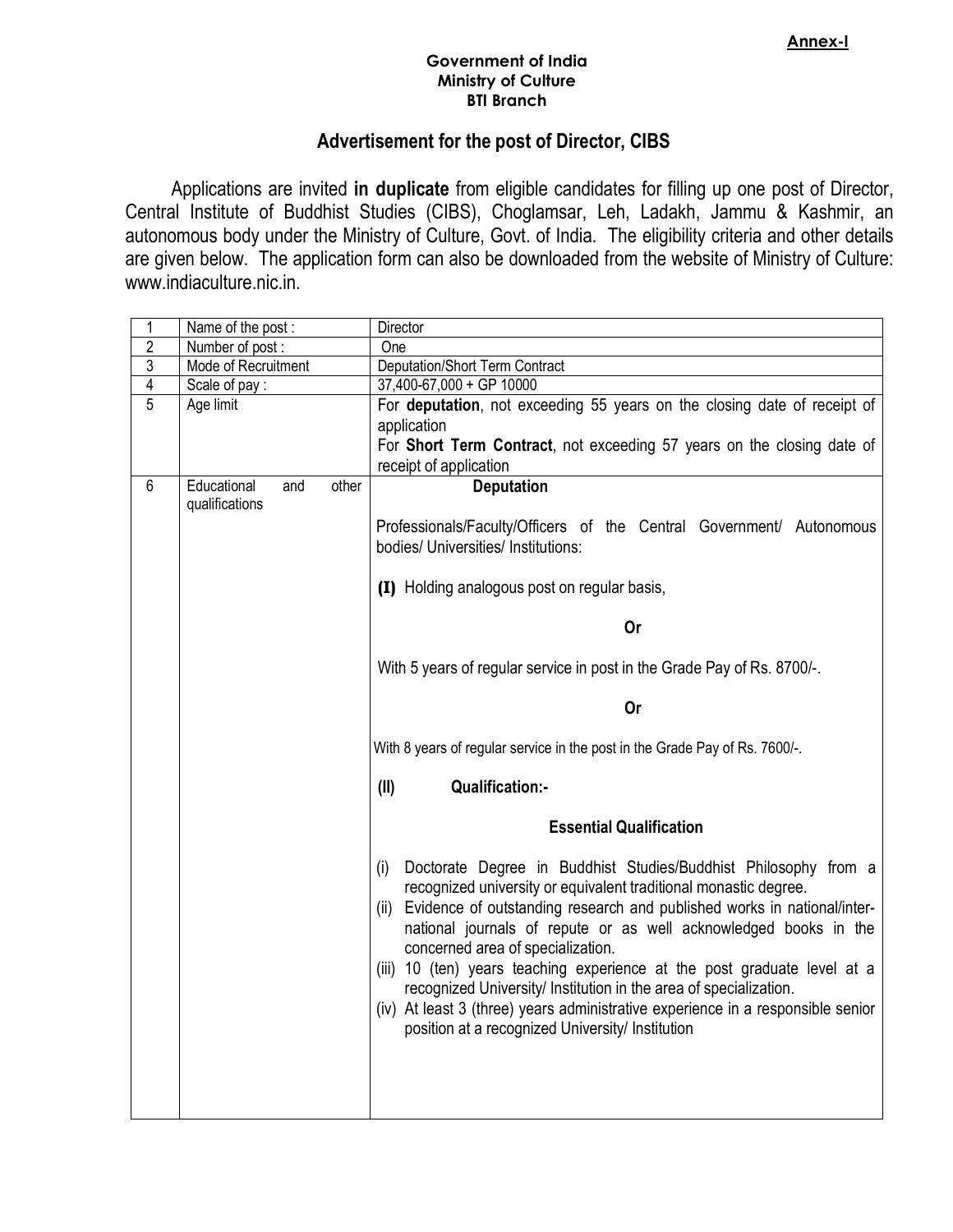**Annex-I**

**Government of India**
**Ministry of Culture**
**BTI Branch**

## Advertisement for the post of Director, CIBS

Applications are invited **in duplicate** from eligible candidates for filling up one post of Director, Central Institute of Buddhist Studies (CIBS), Choglamsar, Leh, Ladakh, Jammu & Kashmir, an autonomous body under the Ministry of Culture, Govt. of India. The eligibility criteria and other details are given below. The application form can also be downloaded from the website of Ministry of Culture: www.indiaculture.nic.in.

| | | |
|---|---|---|
| 1 | Name of the post : | Director |
| 2 | Number of post : | One |
| 3 | Mode of Recruitment | Deputation/Short Term Contract |
| 4 | Scale of pay : | 37,400-67,000 + GP 10000 |
| 5 | Age limit | For **deputation**, not exceeding 55 years on the closing date of receipt of application<br>For **Short Term Contract**, not exceeding 57 years on the closing date of receipt of application |
| 6 | Educational and other qualifications | **Deputation**<br><br>Professionals/Faculty/Officers of the Central Government/ Autonomous bodies/ Universities/ Institutions:<br><br>**(I)** Holding analogous post on regular basis,<br><br>**Or**<br><br>With 5 years of regular service in post in the Grade Pay of Rs. 8700/-.<br><br>**Or**<br><br>With 8 years of regular service in the post in the Grade Pay of Rs. 7600/-.<br><br>**(II) Qualification:-**<br><br>**Essential Qualification**<br><br>(i) Doctorate Degree in Buddhist Studies/Buddhist Philosophy from a recognized university or equivalent traditional monastic degree.<br>(ii) Evidence of outstanding research and published works in national/international journals of repute or as well acknowledged books in the concerned area of specialization.<br>(iii) 10 (ten) years teaching experience at the post graduate level at a recognized University/ Institution in the area of specialization.<br>(iv) At least 3 (three) years administrative experience in a responsible senior position at a recognized University/ Institution |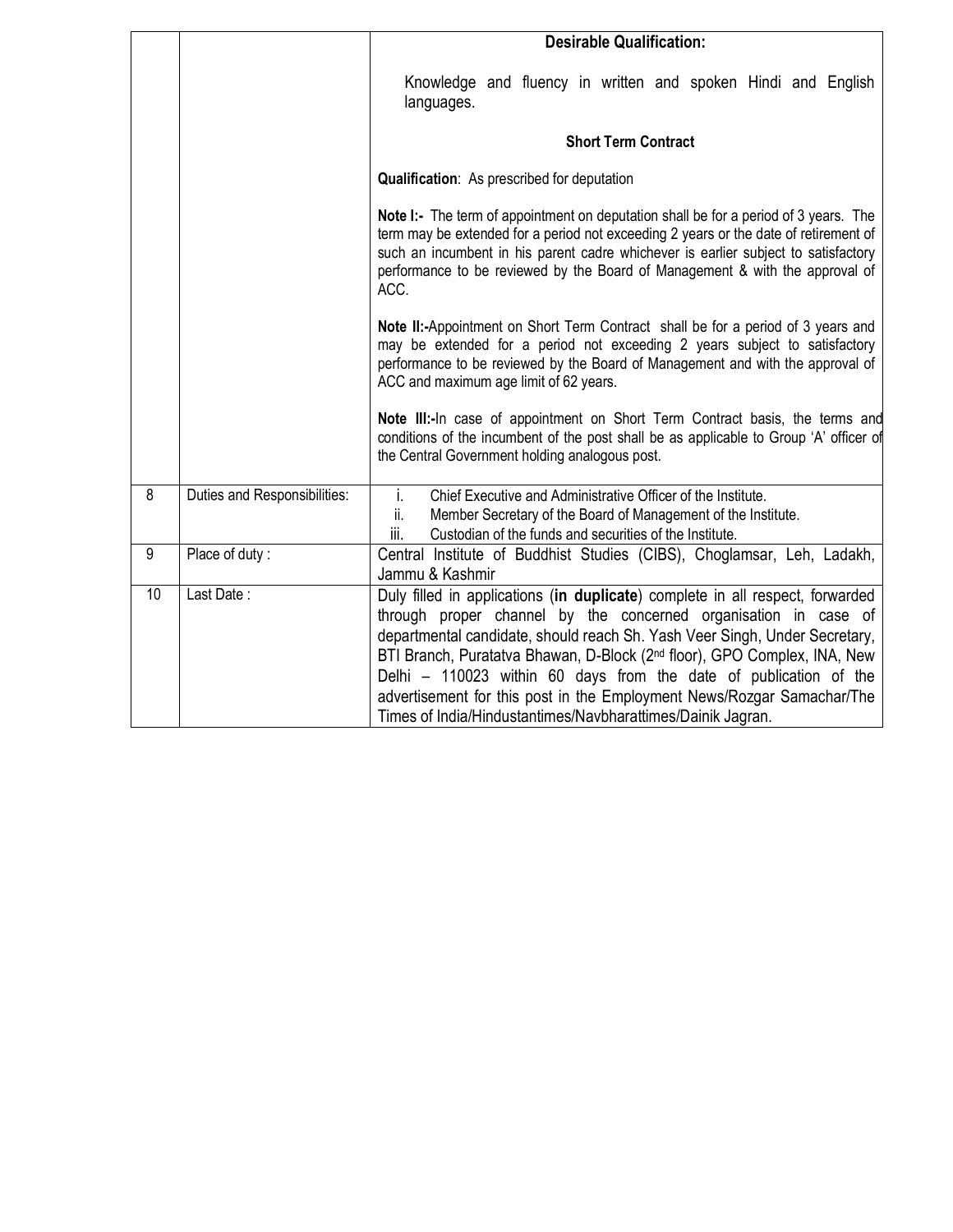| | | |
|---|---|---|
| | | **Desirable Qualification:**<br><br>Knowledge and fluency in written and spoken Hindi and English languages.<br><br>**Short Term Contract**<br><br>**Qualification**: As prescribed for deputation<br><br>**Note I:-** The term of appointment on deputation shall be for a period of 3 years. The term may be extended for a period not exceeding 2 years or the date of retirement of such an incumbent in his parent cadre whichever is earlier subject to satisfactory performance to be reviewed by the Board of Management & with the approval of ACC.<br><br>**Note II:-**Appointment on Short Term Contract shall be for a period of 3 years and may be extended for a period not exceeding 2 years subject to satisfactory performance to be reviewed by the Board of Management and with the approval of ACC and maximum age limit of 62 years.<br><br>**Note III:-**In case of appointment on Short Term Contract basis, the terms and conditions of the incumbent of the post shall be as applicable to Group 'A' officer of the Central Government holding analogous post. |
| 8 | Duties and Responsibilities: | i. Chief Executive and Administrative Officer of the Institute.<br>ii. Member Secretary of the Board of Management of the Institute.<br>iii. Custodian of the funds and securities of the Institute. |
| 9 | Place of duty : | Central Institute of Buddhist Studies (CIBS), Choglamsar, Leh, Ladakh, Jammu & Kashmir |
| 10 | Last Date : | Duly filled in applications (**in duplicate**) complete in all respect, forwarded through proper channel by the concerned organisation in case of departmental candidate, should reach Sh. Yash Veer Singh, Under Secretary, BTI Branch, Puratatva Bhawan, D-Block (2nd floor), GPO Complex, INA, New Delhi – 110023 within 60 days from the date of publication of the advertisement for this post in the Employment News/Rozgar Samachar/The Times of India/Hindustantimes/Navbharattimes/Dainik Jagran. |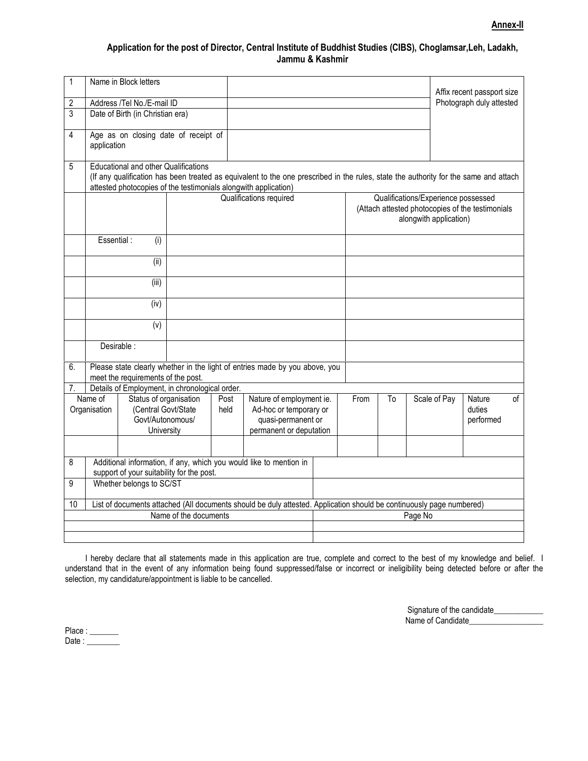**Annex-II**

### Application for the post of Director, Central Institute of Buddhist Studies (CIBS), Choglamsar,Leh, Ladakh, Jammu & Kashmir

| 1 | Name in Block letters | | Affix recent passport size Photograph duly attested |
|---|---|---|---|
| 2 | Address /Tel No./E-mail ID | | |
| 3 | Date of Birth (in Christian era) | | |
| 4 | Age as on closing date of receipt of application | | |

| 5 | Educational and other Qualifications (If any qualification has been treated as equivalent to the one prescribed in the rules, state the authority for the same and attach attested photocopies of the testimonials alongwith application) | | |
|---|---|---|---|
| | | Qualifications required | Qualifications/Experience possessed (Attach attested photocopies of the testimonials alongwith application) |
| | Essential : (i) | | |
| | (ii) | | |
| | (iii) | | |
| | (iv) | | |
| | (v) | | |
| | Desirable : | | |
| 6. | Please state clearly whether in the light of entries made by you above, you meet the requirements of the post. | | |
| 7. | Details of Employment, in chronological order. | | |

| Name of Organisation | Status of organisation (Central Govt/State Govt/Autonomous/ University | Post held | Nature of employment ie. Ad-hoc or temporary or quasi-permanent or permanent or deputation | From | To | Scale of Pay | Nature of duties performed |
|---|---|---|---|---|---|---|---|
| | | | | | | | |

| 8 | Additional information, if any, which you would like to mention in support of your suitability for the post. | |
|---|---|---|
| 9 | Whether belongs to SC/ST | |
| 10 | List of documents attached (All documents should be duly attested. Application should be continuously page numbered) | |

| Name of the documents | Page No |
|---|---|
| | |
| | |

I hereby declare that all statements made in this application are true, complete and correct to the best of my knowledge and belief. I understand that in the event of any information being found suppressed/false or incorrect or ineligibility being detected before or after the selection, my candidature/appointment is liable to be cancelled.

Signature of the candidate____________

Name of Candidate__________________

Place : _______

Date : ________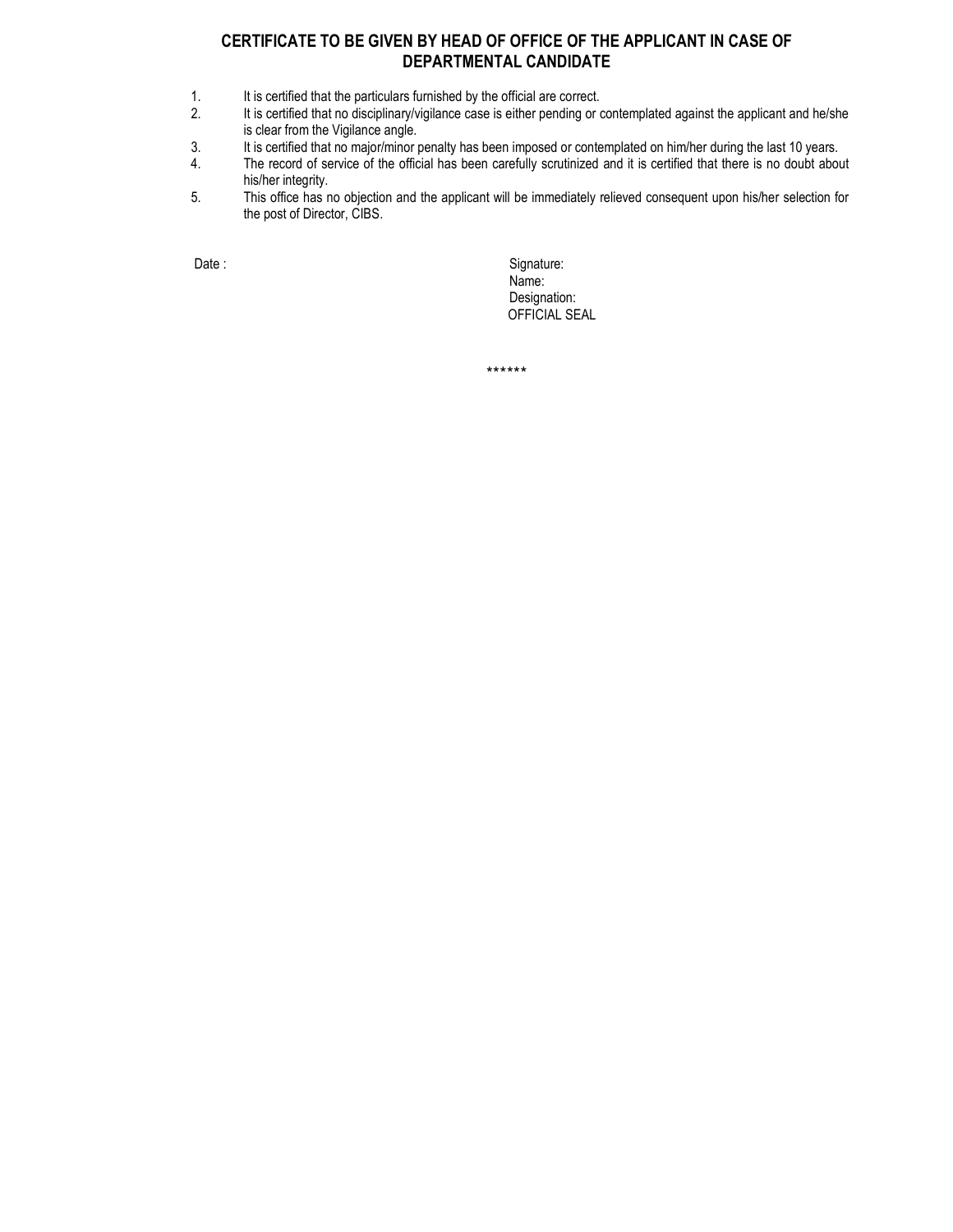## CERTIFICATE TO BE GIVEN BY HEAD OF OFFICE OF THE APPLICANT IN CASE OF DEPARTMENTAL CANDIDATE

1. It is certified that the particulars furnished by the official are correct.
2. It is certified that no disciplinary/vigilance case is either pending or contemplated against the applicant and he/she is clear from the Vigilance angle.
3. It is certified that no major/minor penalty has been imposed or contemplated on him/her during the last 10 years.
4. The record of service of the official has been carefully scrutinized and it is certified that there is no doubt about his/her integrity.
5. This office has no objection and the applicant will be immediately relieved consequent upon his/her selection for the post of Director, CIBS.

Date :

Signature:
Name:
Designation:
OFFICIAL SEAL

******